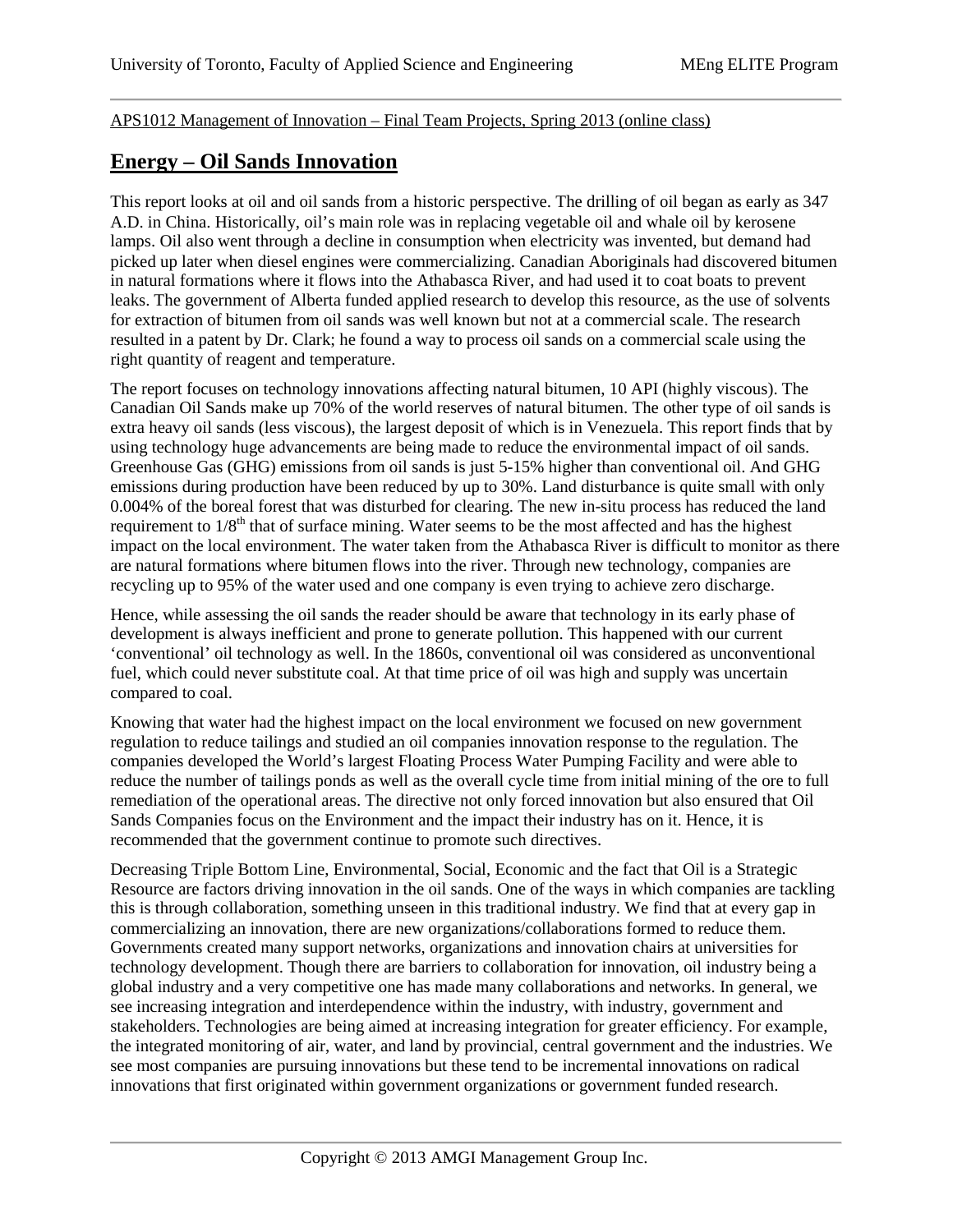APS1012 Management of Innovation – Final Team Projects, Spring 2013 (online class)

# Energy – Oil Sands Innovation

This report looks at oil and oil sands from a historic perspective. The drilling of oil began as early as 347 A.D. in China. Historically, oil's main role was in replacing vegetable oil and whale oil by kerosene lamps. Oil also went through a decline in consumption when electricity was invented, but demand had picked up later when diesel engines were commercializing. Canadian Aboriginals had discovered bitumen in natural formations where it flows into the Athabasca River, and had used it to coat boats to prevent leaks. The government of Alberta funded applied research to develop this resource, as the use of solvents for extraction of bitumen from oil sands was well known but not at a commercial scale. The research resulted in a patent by Dr. Clark; he found a way to process oil sands on a commercial scale using the right quantity of reagent and temperature.

The report focuses on technology innovations affecting natural bitumen, 10 API (highly viscous). The Canadian Oil Sands make up 70% of the world reserves of natural bitumen. The other type of oil sands is extra heavy oil sands (less viscous), the largest deposit of which is in Venezuela. This report finds that by using technology huge advancements are being made to reduce the environmental impact of oil sands. Greenhouse Gas (GHG) emissions from oil sands is just 5-15% higher than conventional oil. And GHG emissions during production have been reduced by up to 30%. Land disturbance is quite small with only 0.004% of the boreal forest that was disturbed for clearing. The new in-situ process has reduced the land requirement to 1/8$^{th}$ that of surface mining. Water seems to be the most affected and has the highest impact on the local environment. The water taken from the Athabasca River is difficult to monitor as there are natural formations where bitumen flows into the river. Through new technology, companies are recycling up to 95% of the water used and one company is even trying to achieve zero discharge.

Hence, while assessing the oil sands the reader should be aware that technology in its early phase of development is always inefficient and prone to generate pollution. This happened with our current 'conventional' oil technology as well. In the 1860s, conventional oil was considered as unconventional fuel, which could never substitute coal. At that time price of oil was high and supply was uncertain compared to coal.

Knowing that water had the highest impact on the local environment we focused on new government regulation to reduce tailings and studied an oil companies innovation response to the regulation. The companies developed the World's largest Floating Process Water Pumping Facility and were able to reduce the number of tailings ponds as well as the overall cycle time from initial mining of the ore to full remediation of the operational areas. The directive not only forced innovation but also ensured that Oil Sands Companies focus on the Environment and the impact their industry has on it. Hence, it is recommended that the government continue to promote such directives.

Decreasing Triple Bottom Line, Environmental, Social, Economic and the fact that Oil is a Strategic Resource are factors driving innovation in the oil sands. One of the ways in which companies are tackling this is through collaboration, something unseen in this traditional industry. We find that at every gap in commercializing an innovation, there are new organizations/collaborations formed to reduce them. Governments created many support networks, organizations and innovation chairs at universities for technology development. Though there are barriers to collaboration for innovation, oil industry being a global industry and a very competitive one has made many collaborations and networks. In general, we see increasing integration and interdependence within the industry, with industry, government and stakeholders. Technologies are being aimed at increasing integration for greater efficiency. For example, the integrated monitoring of air, water, and land by provincial, central government and the industries. We see most companies are pursuing innovations but these tend to be incremental innovations on radical innovations that first originated within government organizations or government funded research.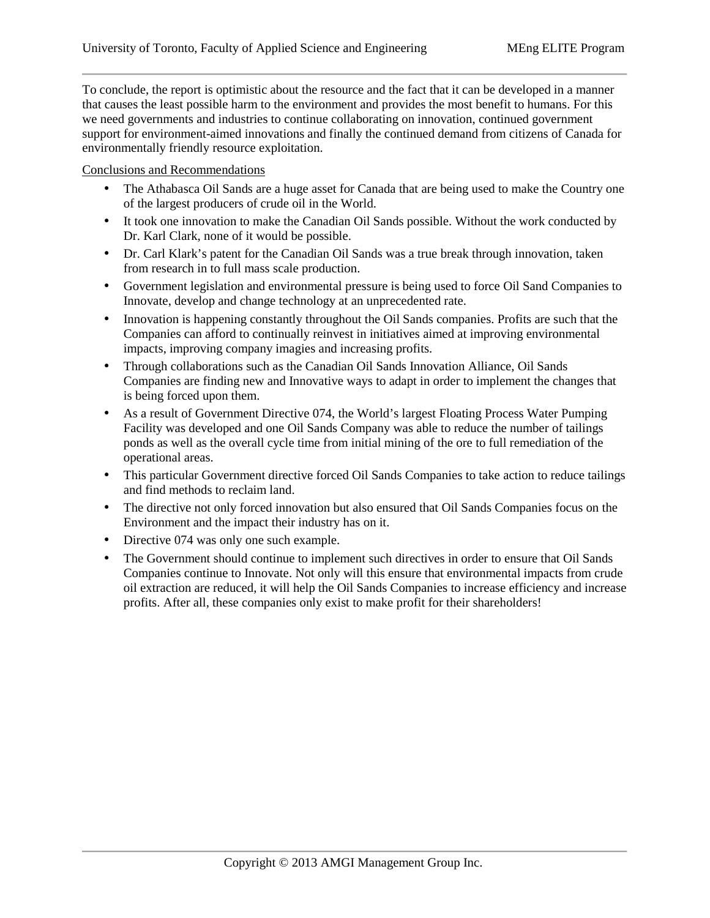To conclude, the report is optimistic about the resource and the fact that it can be developed in a manner that causes the least possible harm to the environment and provides the most benefit to humans. For this we need governments and industries to continue collaborating on innovation, continued government support for environment-aimed innovations and finally the continued demand from citizens of Canada for environmentally friendly resource exploitation.

Conclusions and Recommendations

- The Athabasca Oil Sands are a huge asset for Canada that are being used to make the Country one of the largest producers of crude oil in the World.
- It took one innovation to make the Canadian Oil Sands possible. Without the work conducted by Dr. Karl Clark, none of it would be possible.
- Dr. Carl Klark's patent for the Canadian Oil Sands was a true break through innovation, taken from research in to full mass scale production.
- Government legislation and environmental pressure is being used to force Oil Sand Companies to Innovate, develop and change technology at an unprecedented rate.
- Innovation is happening constantly throughout the Oil Sands companies. Profits are such that the Companies can afford to continually reinvest in initiatives aimed at improving environmental impacts, improving company imagies and increasing profits.
- Through collaborations such as the Canadian Oil Sands Innovation Alliance, Oil Sands Companies are finding new and Innovative ways to adapt in order to implement the changes that is being forced upon them.
- As a result of Government Directive 074, the World's largest Floating Process Water Pumping Facility was developed and one Oil Sands Company was able to reduce the number of tailings ponds as well as the overall cycle time from initial mining of the ore to full remediation of the operational areas.
- This particular Government directive forced Oil Sands Companies to take action to reduce tailings and find methods to reclaim land.
- The directive not only forced innovation but also ensured that Oil Sands Companies focus on the Environment and the impact their industry has on it.
- Directive 074 was only one such example.
- The Government should continue to implement such directives in order to ensure that Oil Sands Companies continue to Innovate. Not only will this ensure that environmental impacts from crude oil extraction are reduced, it will help the Oil Sands Companies to increase efficiency and increase profits. After all, these companies only exist to make profit for their shareholders!